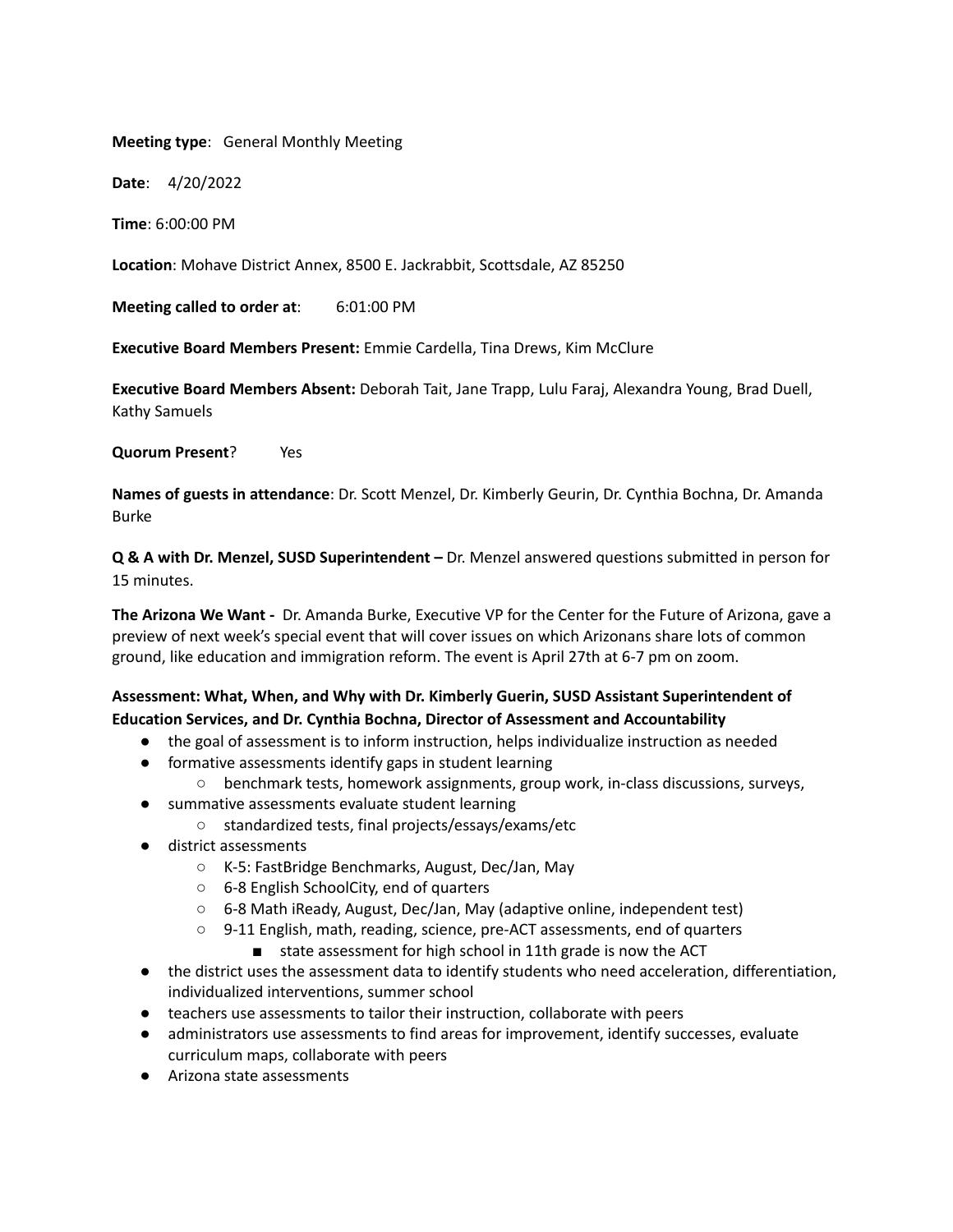**Meeting type**: General Monthly Meeting

**Date**: 4/20/2022

**Time**: 6:00:00 PM

**Location**: Mohave District Annex, 8500 E. Jackrabbit, Scottsdale, AZ 85250

**Meeting called to order at**: 6:01:00 PM

**Executive Board Members Present:** Emmie Cardella, Tina Drews, Kim McClure

**Executive Board Members Absent:** Deborah Tait, Jane Trapp, Lulu Faraj, Alexandra Young, Brad Duell, Kathy Samuels

**Quorum Present**? Yes

**Names of guests in attendance**: Dr. Scott Menzel, Dr. Kimberly Geurin, Dr. Cynthia Bochna, Dr. Amanda Burke

**Q & A with Dr. Menzel, SUSD Superintendent –** Dr. Menzel answered questions submitted in person for 15 minutes.

**The Arizona We Want -** Dr. Amanda Burke, Executive VP for the Center for the Future of Arizona, gave a preview of next week's special event that will cover issues on which Arizonans share lots of common ground, like education and immigration reform. The event is April 27th at 6-7 pm on zoom.

**Assessment: What, When, and Why with Dr. Kimberly Guerin, SUSD Assistant Superintendent of Education Services, and Dr. Cynthia Bochna, Director of Assessment and Accountability**

- the goal of assessment is to inform instruction, helps individualize instruction as needed
- formative assessments identify gaps in student learning
  - benchmark tests, homework assignments, group work, in-class discussions, surveys,
- summative assessments evaluate student learning
  - standardized tests, final projects/essays/exams/etc
- district assessments
  - K-5: FastBridge Benchmarks, August, Dec/Jan, May
  - 6-8 English SchoolCity, end of quarters
  - 6-8 Math iReady, August, Dec/Jan, May (adaptive online, independent test)
  - 9-11 English, math, reading, science, pre-ACT assessments, end of quarters
    - state assessment for high school in 11th grade is now the ACT
- the district uses the assessment data to identify students who need acceleration, differentiation, individualized interventions, summer school
- teachers use assessments to tailor their instruction, collaborate with peers
- administrators use assessments to find areas for improvement, identify successes, evaluate curriculum maps, collaborate with peers
- Arizona state assessments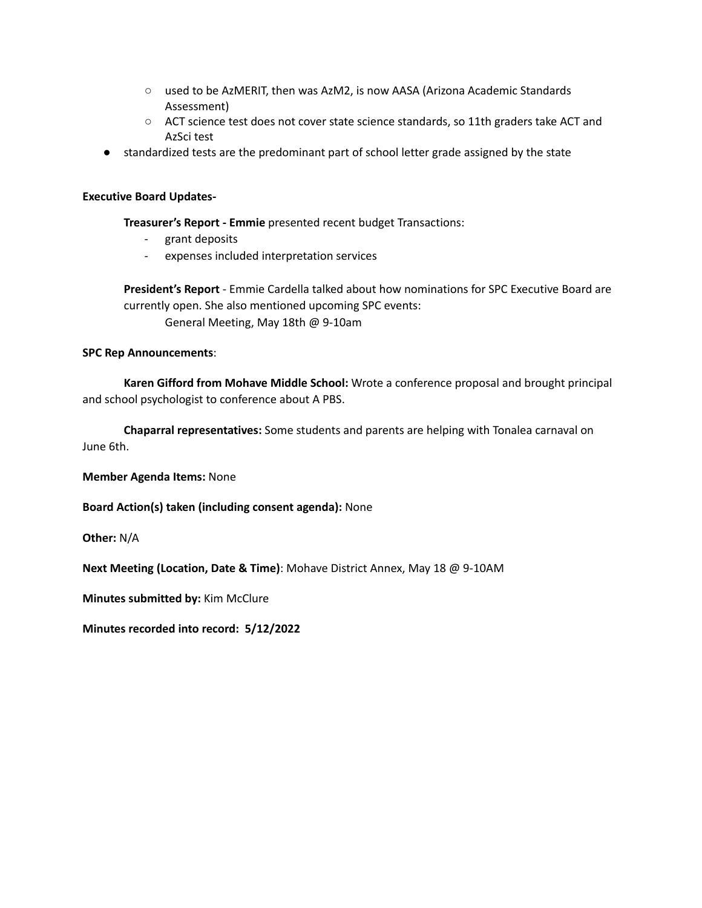- used to be AzMERIT, then was AzM2, is now AASA (Arizona Academic Standards Assessment)
  - ACT science test does not cover state science standards, so 11th graders take ACT and AzSci test
- standardized tests are the predominant part of school letter grade assigned by the state

**Executive Board Updates-**

**Treasurer's Report - Emmie** presented recent budget Transactions:

- grant deposits
- expenses included interpretation services

**President's Report** - Emmie Cardella talked about how nominations for SPC Executive Board are currently open. She also mentioned upcoming SPC events:

General Meeting, May 18th @ 9-10am

**SPC Rep Announcements**:

**Karen Gifford from Mohave Middle School:** Wrote a conference proposal and brought principal and school psychologist to conference about A PBS.

**Chaparral representatives:** Some students and parents are helping with Tonalea carnaval on June 6th.

**Member Agenda Items:** None

**Board Action(s) taken (including consent agenda):** None

**Other:** N/A

**Next Meeting (Location, Date & Time)**: Mohave District Annex, May 18 @ 9-10AM

**Minutes submitted by:** Kim McClure

**Minutes recorded into record: 5/12/2022**